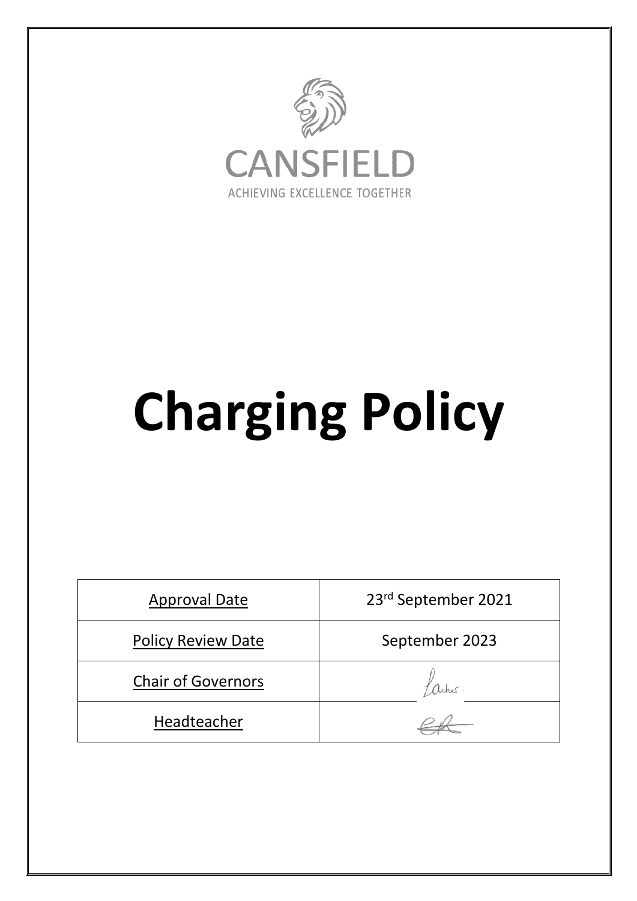CANSFIELD

ACHIEVING EXCELLENCE TOGETHER

# Charging Policy

| Approval Date | 23rd September 2021 |
|---|---|
| Policy Review Date | September 2023 |
| Chair of Governors | |
| Headteacher | |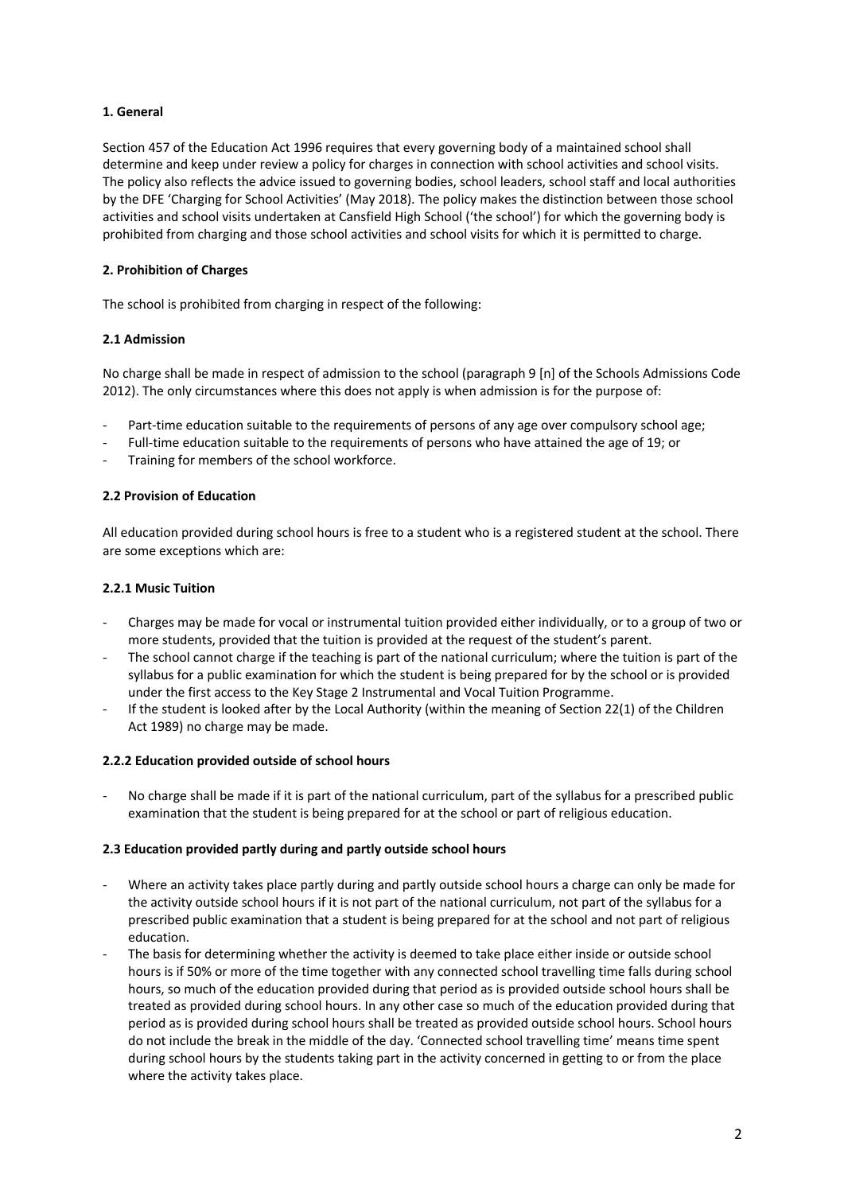### 1. General

Section 457 of the Education Act 1996 requires that every governing body of a maintained school shall determine and keep under review a policy for charges in connection with school activities and school visits. The policy also reflects the advice issued to governing bodies, school leaders, school staff and local authorities by the DFE 'Charging for School Activities' (May 2018). The policy makes the distinction between those school activities and school visits undertaken at Cansfield High School ('the school') for which the governing body is prohibited from charging and those school activities and school visits for which it is permitted to charge.

### 2. Prohibition of Charges

The school is prohibited from charging in respect of the following:

#### 2.1 Admission

No charge shall be made in respect of admission to the school (paragraph 9 [n] of the Schools Admissions Code 2012). The only circumstances where this does not apply is when admission is for the purpose of:

- Part-time education suitable to the requirements of persons of any age over compulsory school age;
- Full-time education suitable to the requirements of persons who have attained the age of 19; or
- Training for members of the school workforce.

#### 2.2 Provision of Education

All education provided during school hours is free to a student who is a registered student at the school. There are some exceptions which are:

##### 2.2.1 Music Tuition

- Charges may be made for vocal or instrumental tuition provided either individually, or to a group of two or more students, provided that the tuition is provided at the request of the student's parent.
- The school cannot charge if the teaching is part of the national curriculum; where the tuition is part of the syllabus for a public examination for which the student is being prepared for by the school or is provided under the first access to the Key Stage 2 Instrumental and Vocal Tuition Programme.
- If the student is looked after by the Local Authority (within the meaning of Section 22(1) of the Children Act 1989) no charge may be made.

##### 2.2.2 Education provided outside of school hours

- No charge shall be made if it is part of the national curriculum, part of the syllabus for a prescribed public examination that the student is being prepared for at the school or part of religious education.

#### 2.3 Education provided partly during and partly outside school hours

- Where an activity takes place partly during and partly outside school hours a charge can only be made for the activity outside school hours if it is not part of the national curriculum, not part of the syllabus for a prescribed public examination that a student is being prepared for at the school and not part of religious education.
- The basis for determining whether the activity is deemed to take place either inside or outside school hours is if 50% or more of the time together with any connected school travelling time falls during school hours, so much of the education provided during that period as is provided outside school hours shall be treated as provided during school hours. In any other case so much of the education provided during that period as is provided during school hours shall be treated as provided outside school hours. School hours do not include the break in the middle of the day. 'Connected school travelling time' means time spent during school hours by the students taking part in the activity concerned in getting to or from the place where the activity takes place.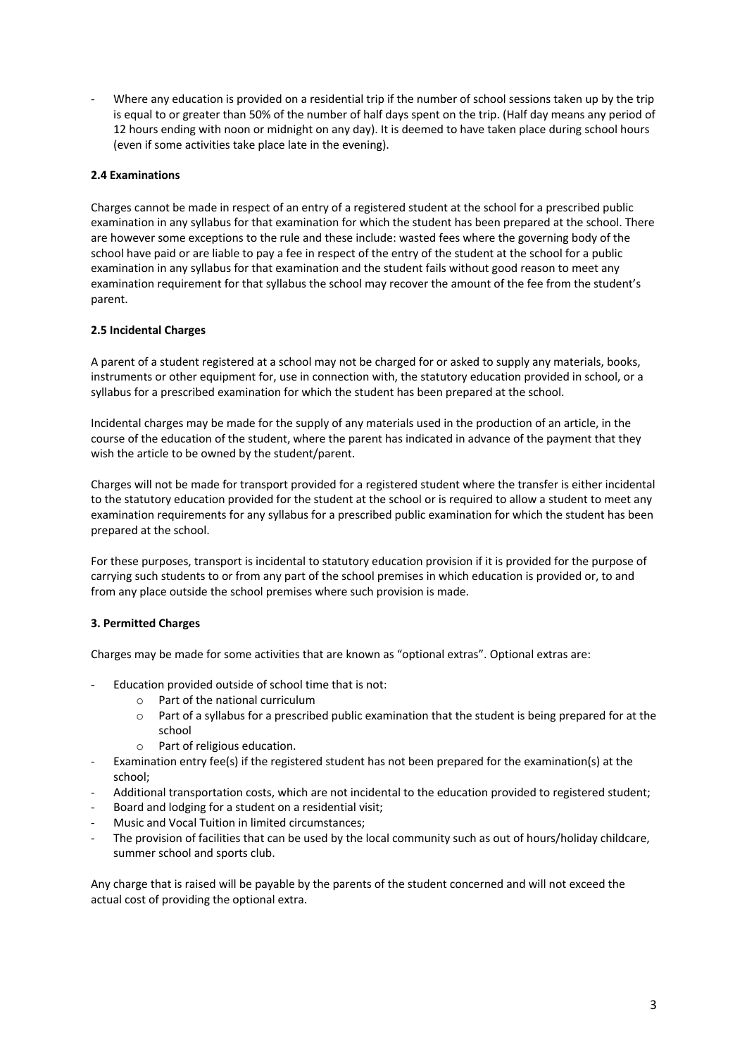- Where any education is provided on a residential trip if the number of school sessions taken up by the trip is equal to or greater than 50% of the number of half days spent on the trip. (Half day means any period of 12 hours ending with noon or midnight on any day). It is deemed to have taken place during school hours (even if some activities take place late in the evening).

### 2.4 Examinations

Charges cannot be made in respect of an entry of a registered student at the school for a prescribed public examination in any syllabus for that examination for which the student has been prepared at the school. There are however some exceptions to the rule and these include: wasted fees where the governing body of the school have paid or are liable to pay a fee in respect of the entry of the student at the school for a public examination in any syllabus for that examination and the student fails without good reason to meet any examination requirement for that syllabus the school may recover the amount of the fee from the student's parent.

### 2.5 Incidental Charges

A parent of a student registered at a school may not be charged for or asked to supply any materials, books, instruments or other equipment for, use in connection with, the statutory education provided in school, or a syllabus for a prescribed examination for which the student has been prepared at the school.

Incidental charges may be made for the supply of any materials used in the production of an article, in the course of the education of the student, where the parent has indicated in advance of the payment that they wish the article to be owned by the student/parent.

Charges will not be made for transport provided for a registered student where the transfer is either incidental to the statutory education provided for the student at the school or is required to allow a student to meet any examination requirements for any syllabus for a prescribed public examination for which the student has been prepared at the school.

For these purposes, transport is incidental to statutory education provision if it is provided for the purpose of carrying such students to or from any part of the school premises in which education is provided or, to and from any place outside the school premises where such provision is made.

## 3. Permitted Charges

Charges may be made for some activities that are known as "optional extras". Optional extras are:

- Education provided outside of school time that is not:
  - Part of the national curriculum
  - Part of a syllabus for a prescribed public examination that the student is being prepared for at the school
  - Part of religious education.
- Examination entry fee(s) if the registered student has not been prepared for the examination(s) at the school;
- Additional transportation costs, which are not incidental to the education provided to registered student;
- Board and lodging for a student on a residential visit;
- Music and Vocal Tuition in limited circumstances;
- The provision of facilities that can be used by the local community such as out of hours/holiday childcare, summer school and sports club.

Any charge that is raised will be payable by the parents of the student concerned and will not exceed the actual cost of providing the optional extra.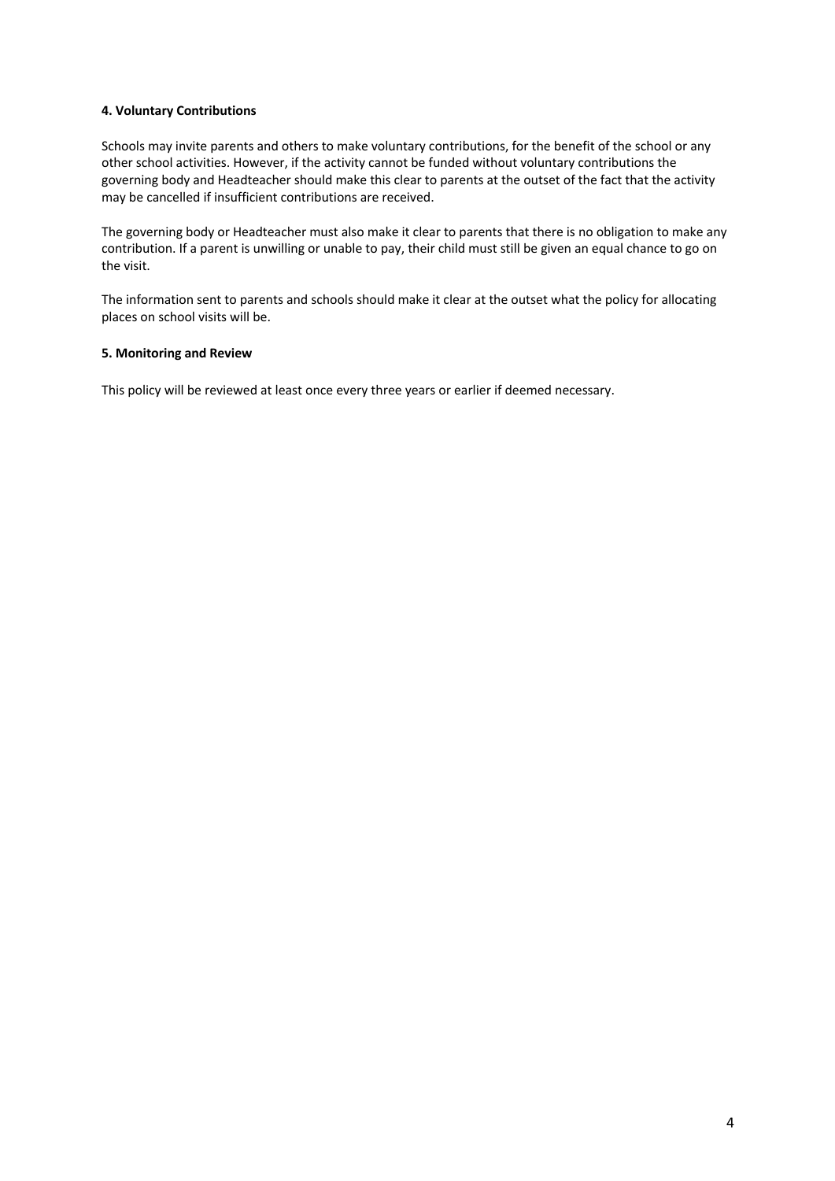#### 4. Voluntary Contributions

Schools may invite parents and others to make voluntary contributions, for the benefit of the school or any other school activities. However, if the activity cannot be funded without voluntary contributions the governing body and Headteacher should make this clear to parents at the outset of the fact that the activity may be cancelled if insufficient contributions are received.

The governing body or Headteacher must also make it clear to parents that there is no obligation to make any contribution. If a parent is unwilling or unable to pay, their child must still be given an equal chance to go on the visit.

The information sent to parents and schools should make it clear at the outset what the policy for allocating places on school visits will be.

#### 5. Monitoring and Review

This policy will be reviewed at least once every three years or earlier if deemed necessary.